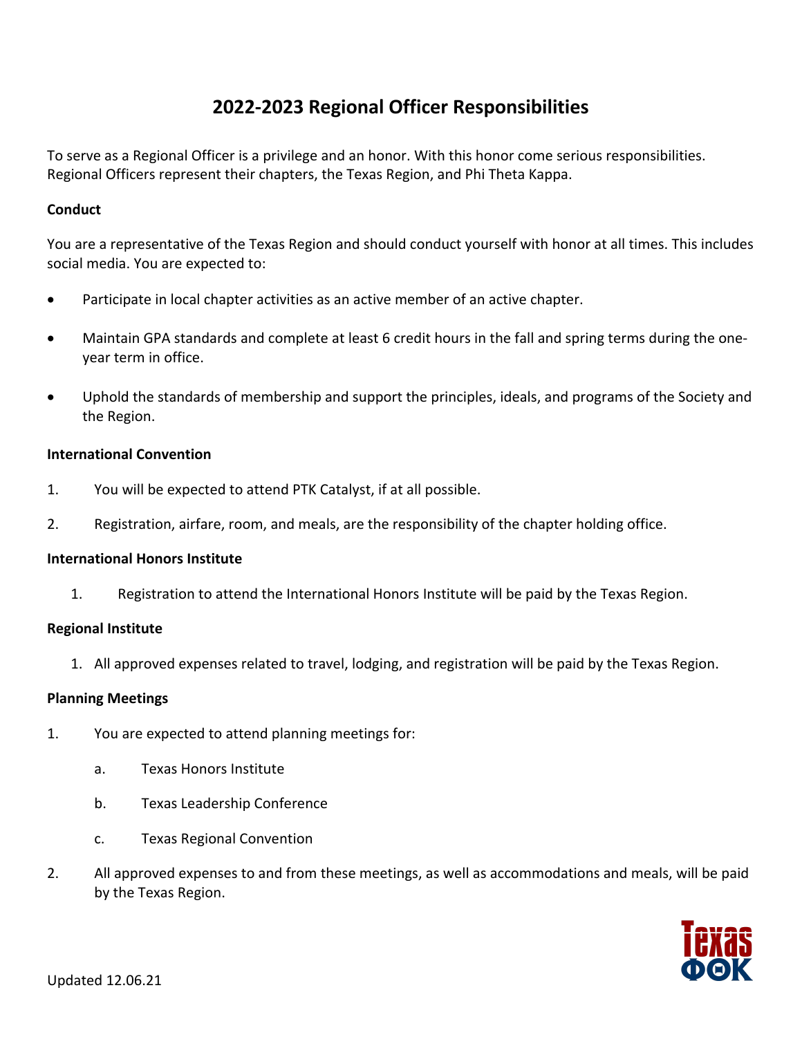# 2022-2023 Regional Officer Responsibilities

To serve as a Regional Officer is a privilege and an honor. With this honor come serious responsibilities. Regional Officers represent their chapters, the Texas Region, and Phi Theta Kappa.

**Conduct**

You are a representative of the Texas Region and should conduct yourself with honor at all times. This includes social media. You are expected to:

- Participate in local chapter activities as an active member of an active chapter.
- Maintain GPA standards and complete at least 6 credit hours in the fall and spring terms during the one-year term in office.
- Uphold the standards of membership and support the principles, ideals, and programs of the Society and the Region.

**International Convention**

1. You will be expected to attend PTK Catalyst, if at all possible.
2. Registration, airfare, room, and meals, are the responsibility of the chapter holding office.

**International Honors Institute**

1. Registration to attend the International Honors Institute will be paid by the Texas Region.

**Regional Institute**

1. All approved expenses related to travel, lodging, and registration will be paid by the Texas Region.

**Planning Meetings**

1. You are expected to attend planning meetings for:
   a. Texas Honors Institute
   b. Texas Leadership Conference
   c. Texas Regional Convention
2. All approved expenses to and from these meetings, as well as accommodations and meals, will be paid by the Texas Region.

Updated 12.06.21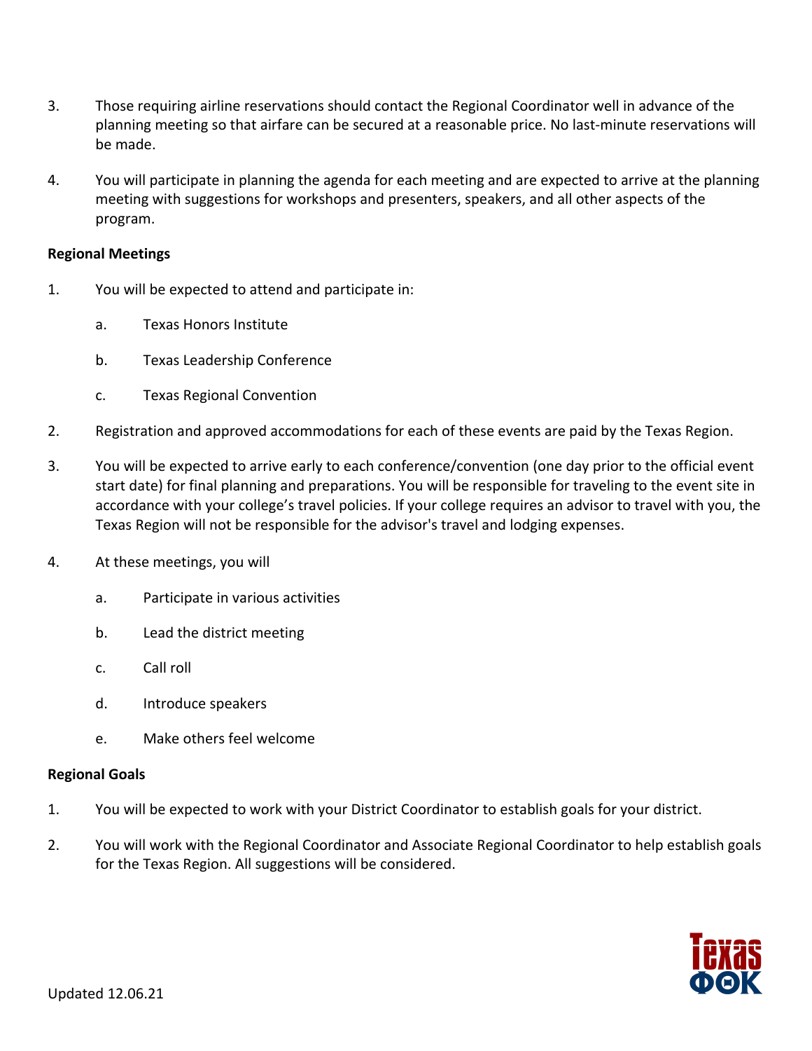3. Those requiring airline reservations should contact the Regional Coordinator well in advance of the planning meeting so that airfare can be secured at a reasonable price. No last-minute reservations will be made.

4. You will participate in planning the agenda for each meeting and are expected to arrive at the planning meeting with suggestions for workshops and presenters, speakers, and all other aspects of the program.

**Regional Meetings**

1. You will be expected to attend and participate in:

   a. Texas Honors Institute

   b. Texas Leadership Conference

   c. Texas Regional Convention

2. Registration and approved accommodations for each of these events are paid by the Texas Region.

3. You will be expected to arrive early to each conference/convention (one day prior to the official event start date) for final planning and preparations. You will be responsible for traveling to the event site in accordance with your college's travel policies. If your college requires an advisor to travel with you, the Texas Region will not be responsible for the advisor's travel and lodging expenses.

4. At these meetings, you will

   a. Participate in various activities

   b. Lead the district meeting

   c. Call roll

   d. Introduce speakers

   e. Make others feel welcome

**Regional Goals**

1. You will be expected to work with your District Coordinator to establish goals for your district.

2. You will work with the Regional Coordinator and Associate Regional Coordinator to help establish goals for the Texas Region. All suggestions will be considered.

Updated 12.06.21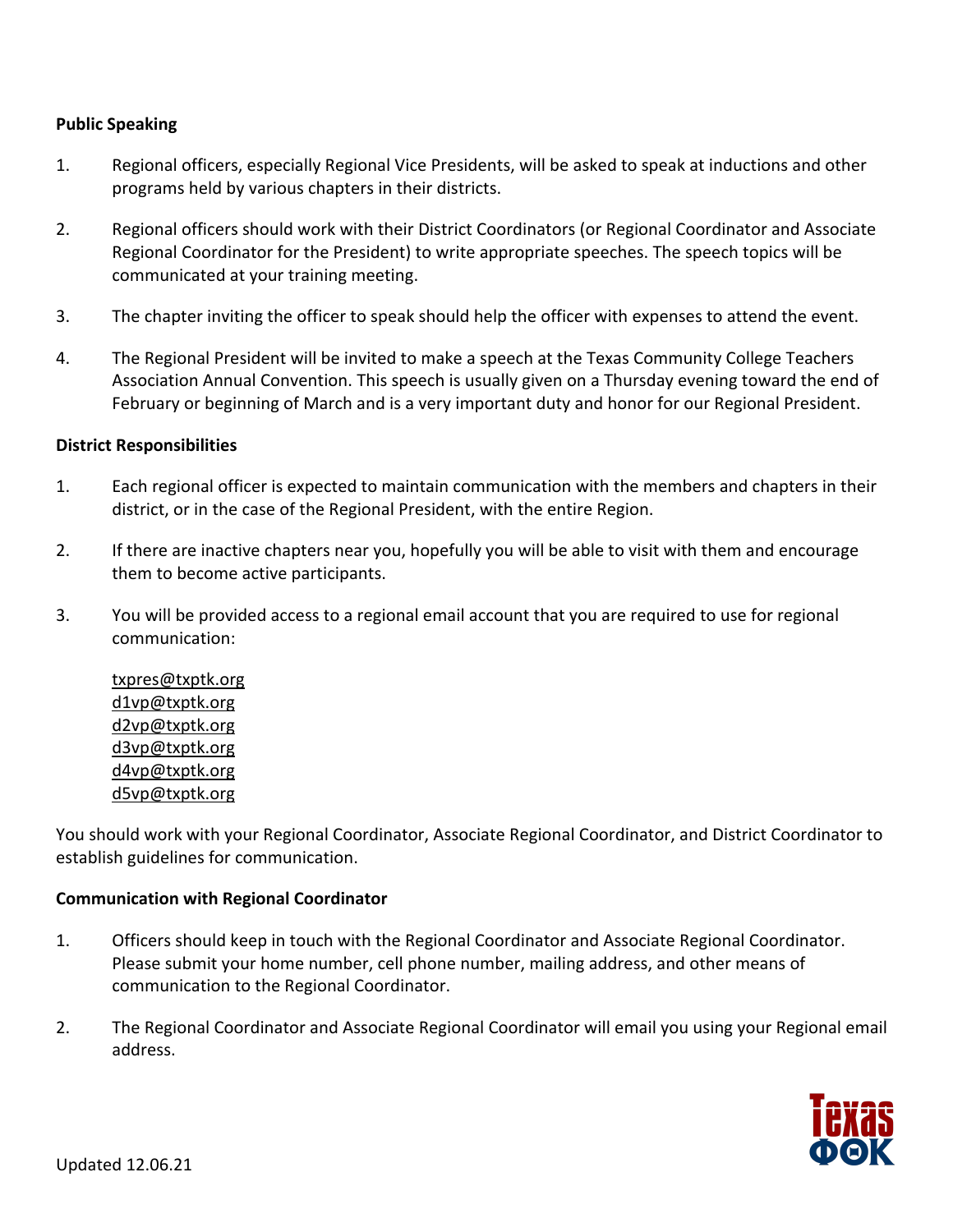**Public Speaking**

1. Regional officers, especially Regional Vice Presidents, will be asked to speak at inductions and other programs held by various chapters in their districts.

2. Regional officers should work with their District Coordinators (or Regional Coordinator and Associate Regional Coordinator for the President) to write appropriate speeches. The speech topics will be communicated at your training meeting.

3. The chapter inviting the officer to speak should help the officer with expenses to attend the event.

4. The Regional President will be invited to make a speech at the Texas Community College Teachers Association Annual Convention. This speech is usually given on a Thursday evening toward the end of February or beginning of March and is a very important duty and honor for our Regional President.

**District Responsibilities**

1. Each regional officer is expected to maintain communication with the members and chapters in their district, or in the case of the Regional President, with the entire Region.

2. If there are inactive chapters near you, hopefully you will be able to visit with them and encourage them to become active participants.

3. You will be provided access to a regional email account that you are required to use for regional communication:

   txpres@txptk.org
   d1vp@txptk.org
   d2vp@txptk.org
   d3vp@txptk.org
   d4vp@txptk.org
   d5vp@txptk.org

You should work with your Regional Coordinator, Associate Regional Coordinator, and District Coordinator to establish guidelines for communication.

**Communication with Regional Coordinator**

1. Officers should keep in touch with the Regional Coordinator and Associate Regional Coordinator. Please submit your home number, cell phone number, mailing address, and other means of communication to the Regional Coordinator.

2. The Regional Coordinator and Associate Regional Coordinator will email you using your Regional email address.

Updated 12.06.21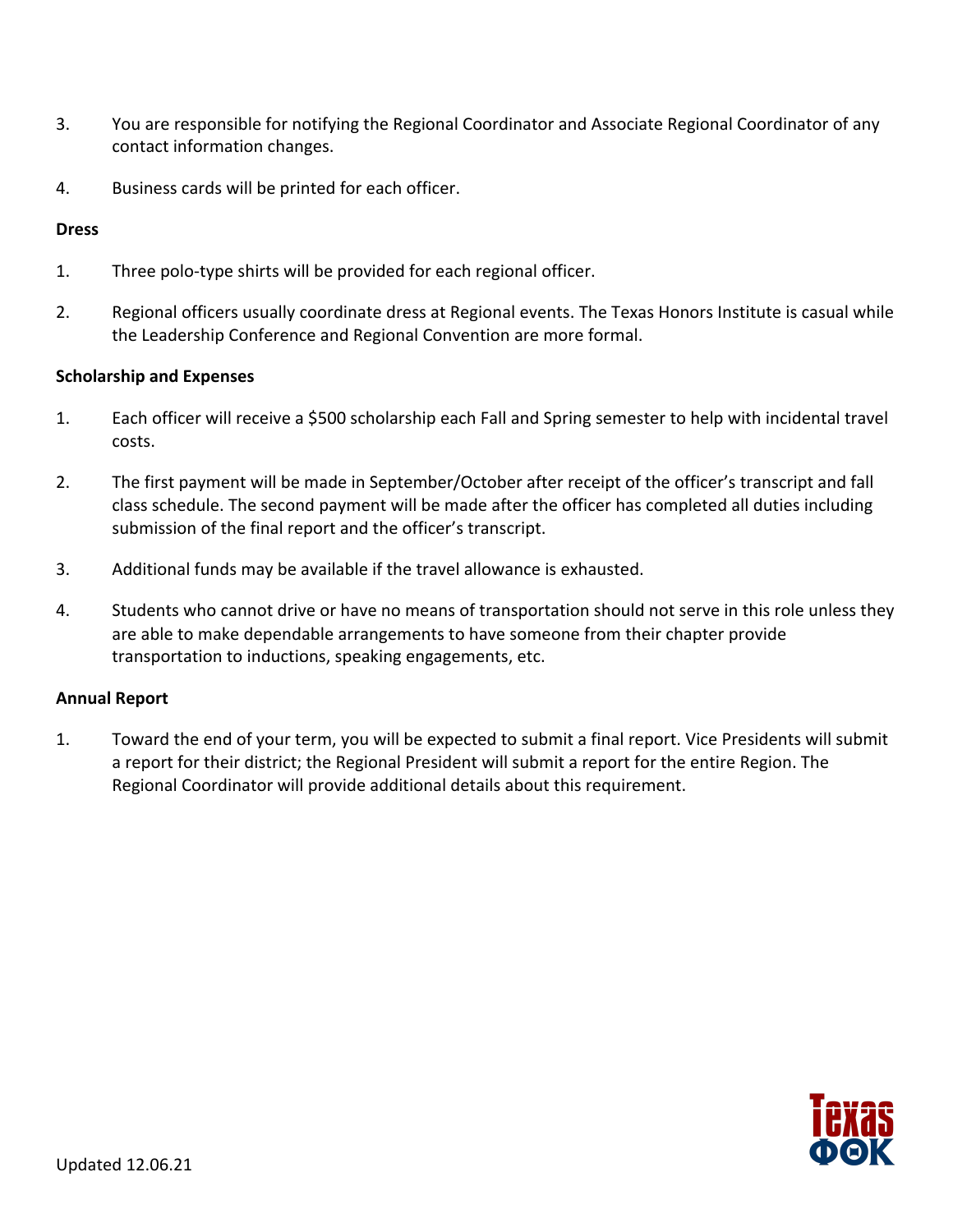3. You are responsible for notifying the Regional Coordinator and Associate Regional Coordinator of any contact information changes.

4. Business cards will be printed for each officer.

**Dress**

1. Three polo-type shirts will be provided for each regional officer.

2. Regional officers usually coordinate dress at Regional events. The Texas Honors Institute is casual while the Leadership Conference and Regional Convention are more formal.

**Scholarship and Expenses**

1. Each officer will receive a $500 scholarship each Fall and Spring semester to help with incidental travel costs.

2. The first payment will be made in September/October after receipt of the officer's transcript and fall class schedule. The second payment will be made after the officer has completed all duties including submission of the final report and the officer's transcript.

3. Additional funds may be available if the travel allowance is exhausted.

4. Students who cannot drive or have no means of transportation should not serve in this role unless they are able to make dependable arrangements to have someone from their chapter provide transportation to inductions, speaking engagements, etc.

**Annual Report**

1. Toward the end of your term, you will be expected to submit a final report. Vice Presidents will submit a report for their district; the Regional President will submit a report for the entire Region. The Regional Coordinator will provide additional details about this requirement.

Updated 12.06.21